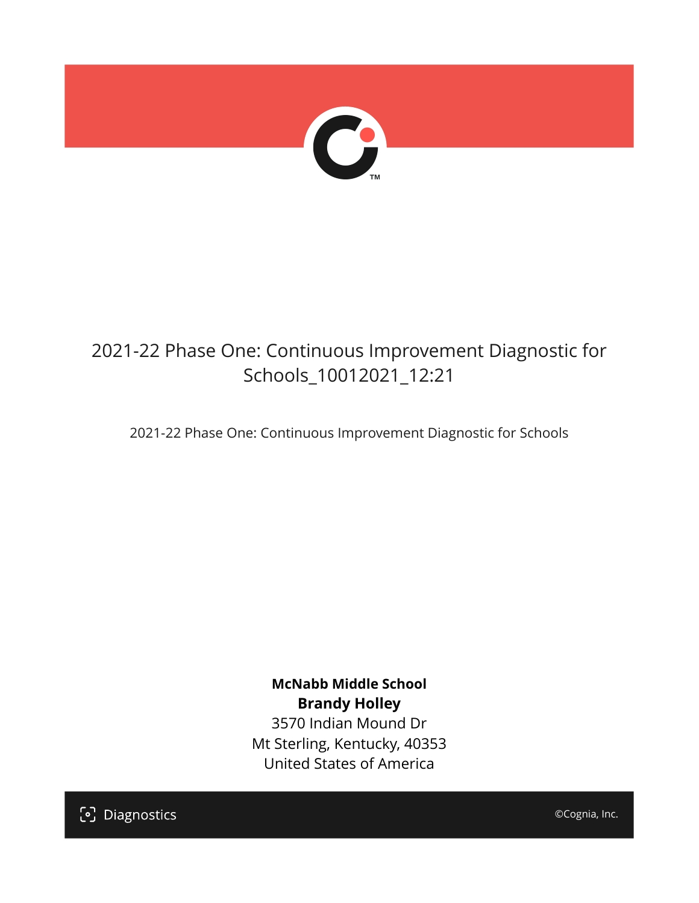# 2021-22 Phase One: Continuous Improvement Diagnostic for Schools_10012021_12:21

2021-22 Phase One: Continuous Improvement Diagnostic for Schools

**McNabb Middle School**
**Brandy Holley**
3570 Indian Mound Dr
Mt Sterling, Kentucky, 40353
United States of America

Diagnostics

©Cognia, Inc.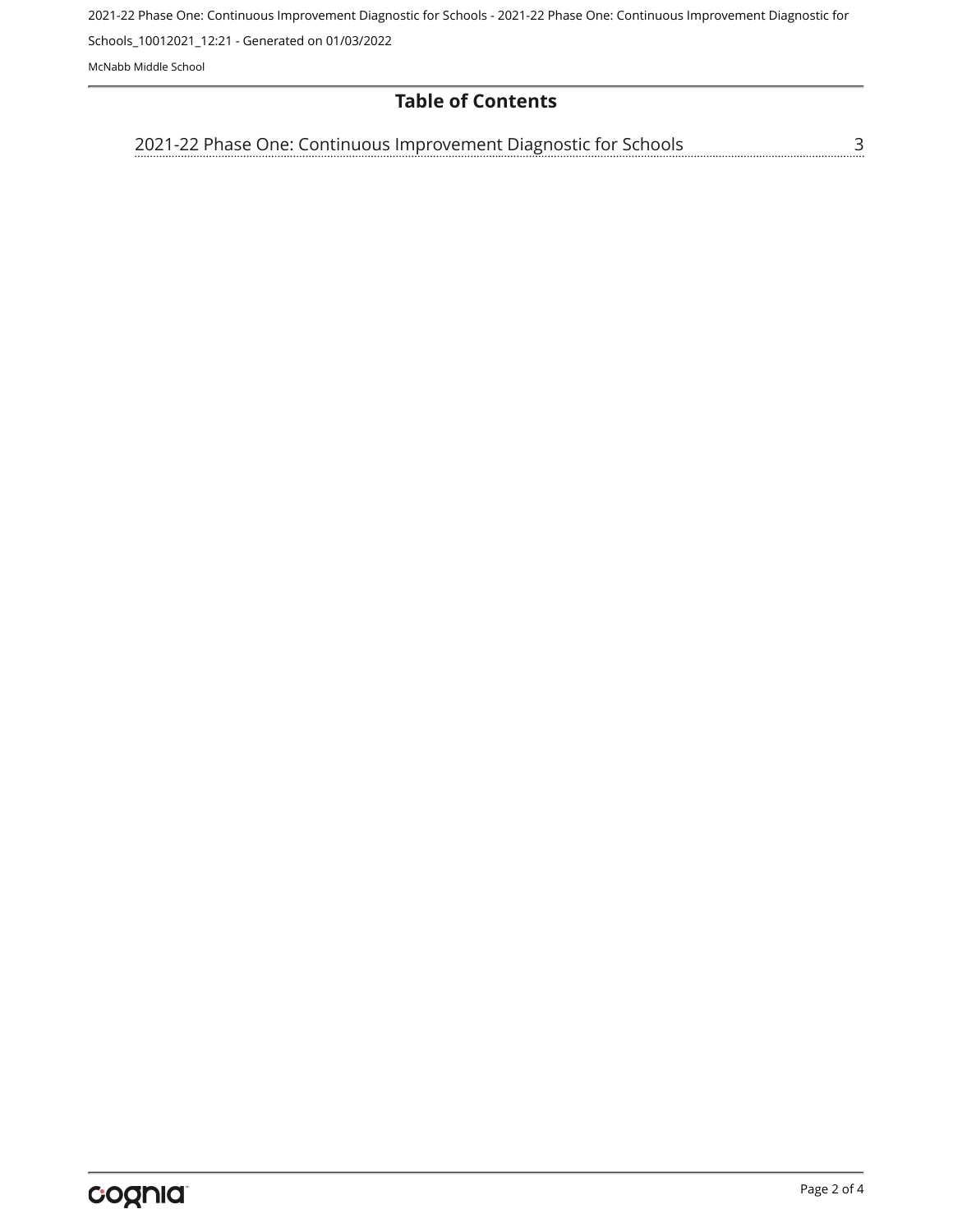# Table of Contents

2021-22 Phase One: Continuous Improvement Diagnostic for Schools ........ 3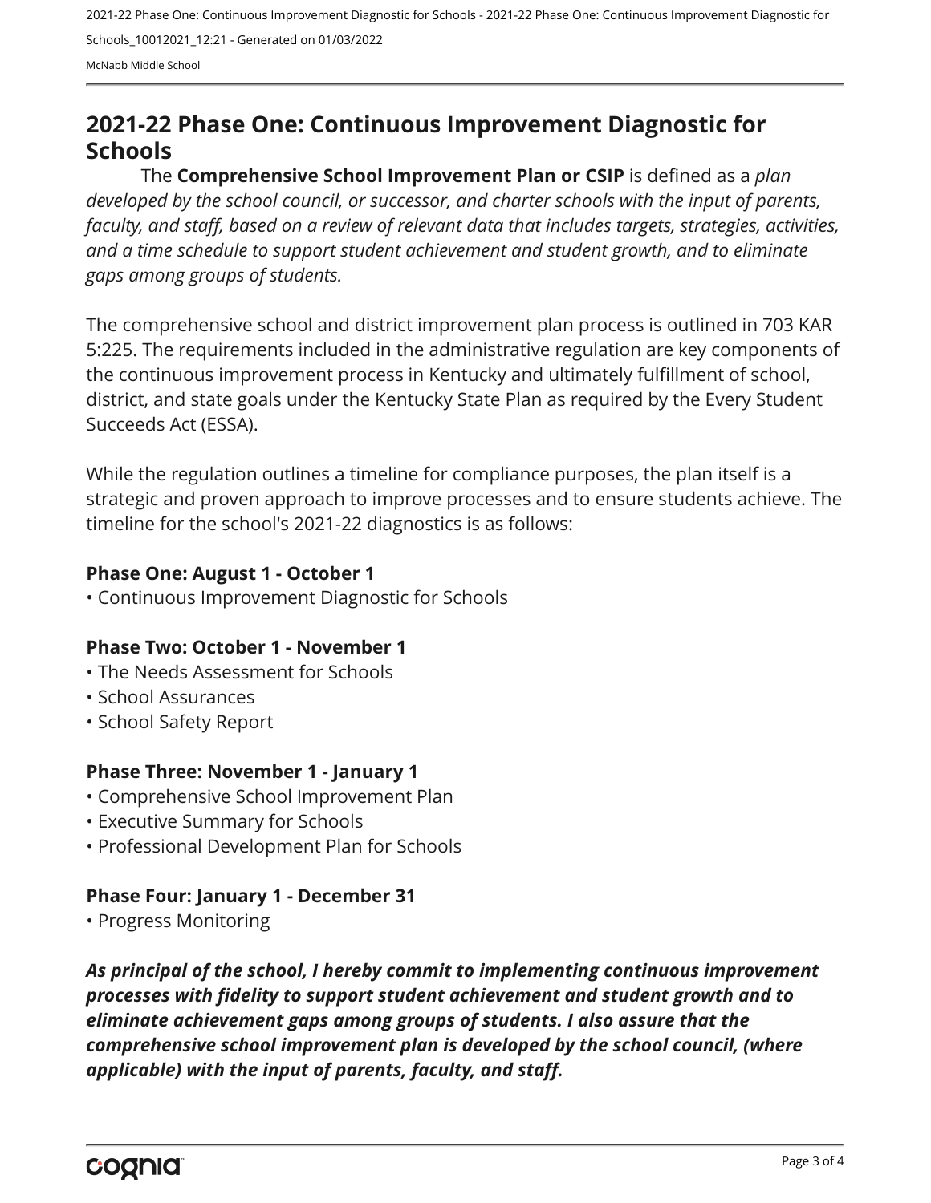# 2021-22 Phase One: Continuous Improvement Diagnostic for Schools

The **Comprehensive School Improvement Plan or CSIP** is defined as a *plan developed by the school council, or successor, and charter schools with the input of parents, faculty, and staff, based on a review of relevant data that includes targets, strategies, activities, and a time schedule to support student achievement and student growth, and to eliminate gaps among groups of students.*

The comprehensive school and district improvement plan process is outlined in 703 KAR 5:225. The requirements included in the administrative regulation are key components of the continuous improvement process in Kentucky and ultimately fulfillment of school, district, and state goals under the Kentucky State Plan as required by the Every Student Succeeds Act (ESSA).

While the regulation outlines a timeline for compliance purposes, the plan itself is a strategic and proven approach to improve processes and to ensure students achieve. The timeline for the school's 2021-22 diagnostics is as follows:

**Phase One: August 1 - October 1**
- Continuous Improvement Diagnostic for Schools

**Phase Two: October 1 - November 1**
- The Needs Assessment for Schools
- School Assurances
- School Safety Report

**Phase Three: November 1 - January 1**
- Comprehensive School Improvement Plan
- Executive Summary for Schools
- Professional Development Plan for Schools

**Phase Four: January 1 - December 31**
- Progress Monitoring

***As principal of the school, I hereby commit to implementing continuous improvement processes with fidelity to support student achievement and student growth and to eliminate achievement gaps among groups of students. I also assure that the comprehensive school improvement plan is developed by the school council, (where applicable) with the input of parents, faculty, and staff.***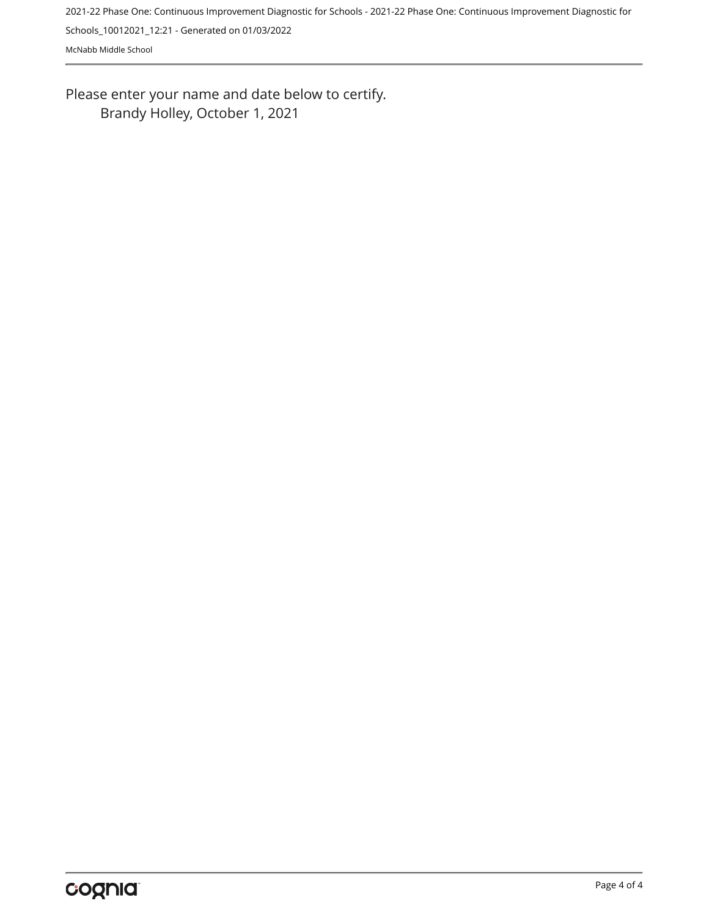Please enter your name and date below to certify.

Brandy Holley, October 1, 2021